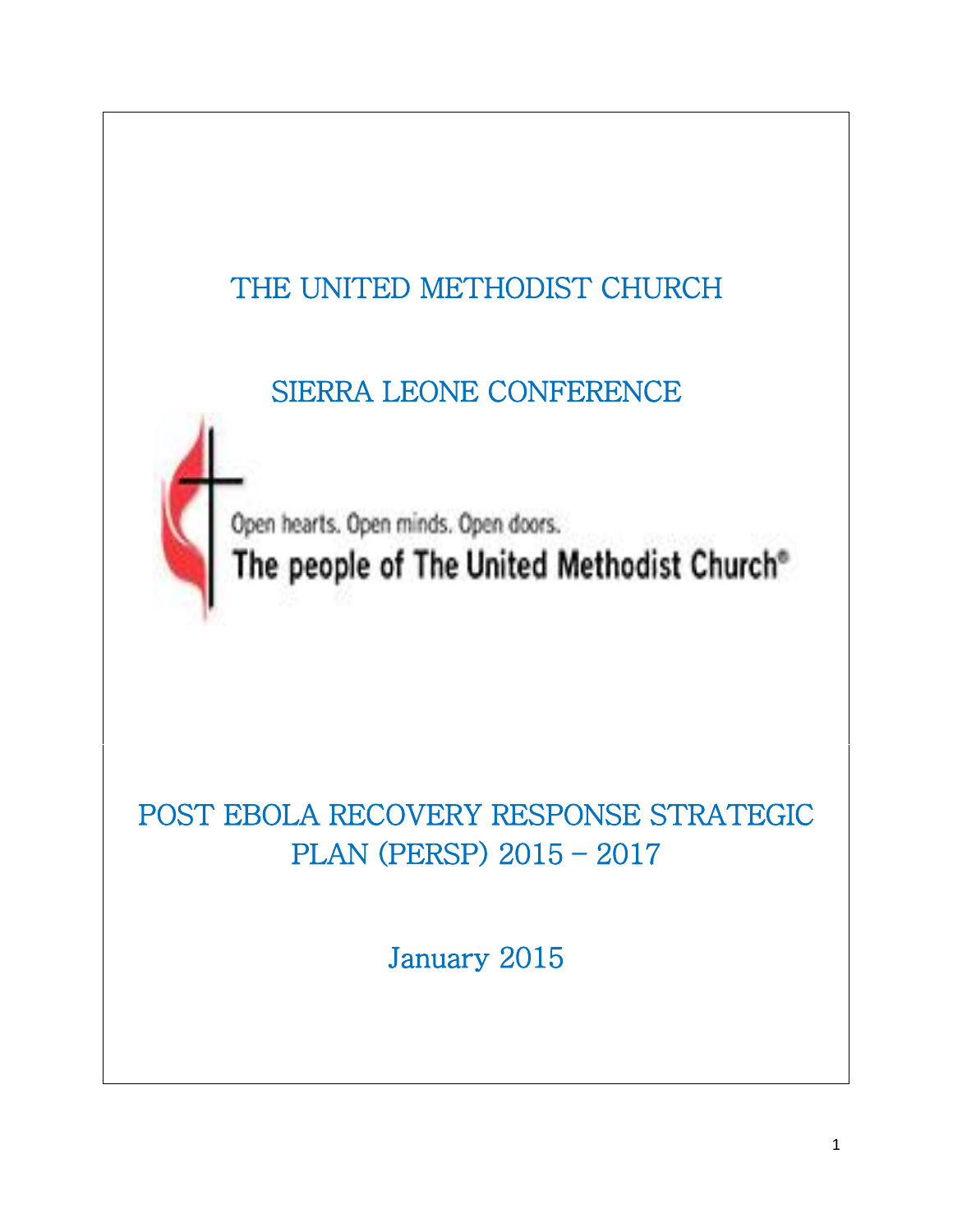# THE UNITED METHODIST CHURCH

## SIERRA LEONE CONFERENCE

Open hearts. Open minds. Open doors.
The people of The United Methodist Church®

# POST EBOLA RECOVERY RESPONSE STRATEGIC PLAN (PERSP) 2015 – 2017

January 2015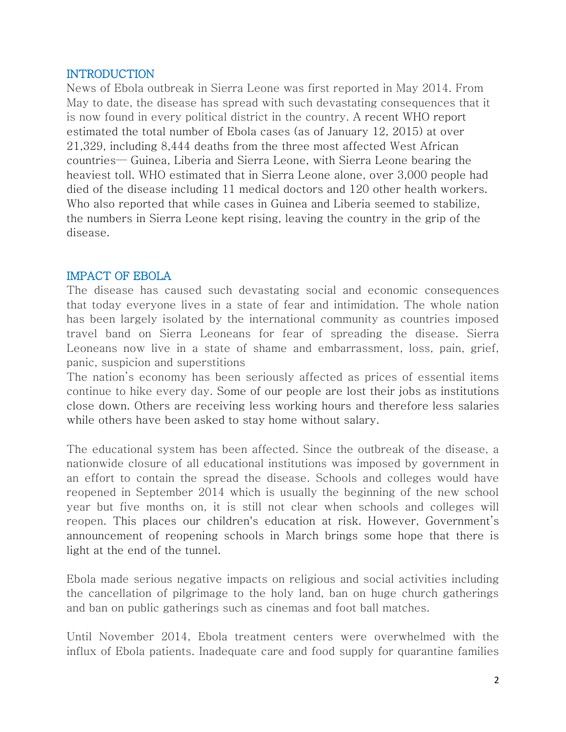## INTRODUCTION

News of Ebola outbreak in Sierra Leone was first reported in May 2014. From May to date, the disease has spread with such devastating consequences that it is now found in every political district in the country. A recent WHO report estimated the total number of Ebola cases (as of January 12, 2015) at over 21,329, including 8,444 deaths from the three most affected West African countries— Guinea, Liberia and Sierra Leone, with Sierra Leone bearing the heaviest toll. WHO estimated that in Sierra Leone alone, over 3,000 people had died of the disease including 11 medical doctors and 120 other health workers. Who also reported that while cases in Guinea and Liberia seemed to stabilize, the numbers in Sierra Leone kept rising, leaving the country in the grip of the disease.

## IMPACT OF EBOLA

The disease has caused such devastating social and economic consequences that today everyone lives in a state of fear and intimidation. The whole nation has been largely isolated by the international community as countries imposed travel band on Sierra Leoneans for fear of spreading the disease. Sierra Leoneans now live in a state of shame and embarrassment, loss, pain, grief, panic, suspicion and superstitions

The nation's economy has been seriously affected as prices of essential items continue to hike every day. Some of our people are lost their jobs as institutions close down. Others are receiving less working hours and therefore less salaries while others have been asked to stay home without salary.

The educational system has been affected. Since the outbreak of the disease, a nationwide closure of all educational institutions was imposed by government in an effort to contain the spread the disease. Schools and colleges would have reopened in September 2014 which is usually the beginning of the new school year but five months on, it is still not clear when schools and colleges will reopen. This places our children's education at risk. However, Government's announcement of reopening schools in March brings some hope that there is light at the end of the tunnel.

Ebola made serious negative impacts on religious and social activities including the cancellation of pilgrimage to the holy land, ban on huge church gatherings and ban on public gatherings such as cinemas and foot ball matches.

Until November 2014, Ebola treatment centers were overwhelmed with the influx of Ebola patients. Inadequate care and food supply for quarantine families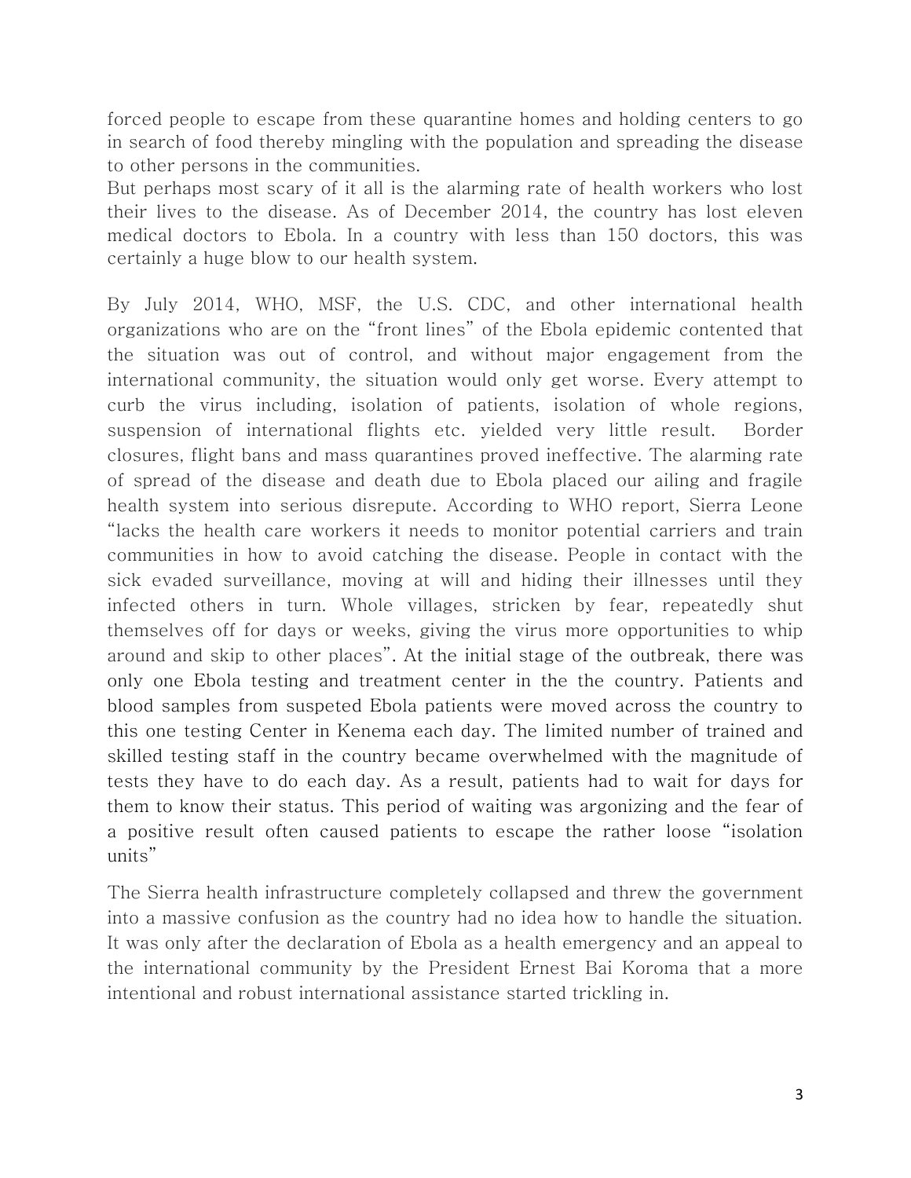forced people to escape from these quarantine homes and holding centers to go in search of food thereby mingling with the population and spreading the disease to other persons in the communities.

But perhaps most scary of it all is the alarming rate of health workers who lost their lives to the disease. As of December 2014, the country has lost eleven medical doctors to Ebola. In a country with less than 150 doctors, this was certainly a huge blow to our health system.

By July 2014, WHO, MSF, the U.S. CDC, and other international health organizations who are on the "front lines" of the Ebola epidemic contented that the situation was out of control, and without major engagement from the international community, the situation would only get worse. Every attempt to curb the virus including, isolation of patients, isolation of whole regions, suspension of international flights etc. yielded very little result. Border closures, flight bans and mass quarantines proved ineffective. The alarming rate of spread of the disease and death due to Ebola placed our ailing and fragile health system into serious disrepute. According to WHO report, Sierra Leone "lacks the health care workers it needs to monitor potential carriers and train communities in how to avoid catching the disease. People in contact with the sick evaded surveillance, moving at will and hiding their illnesses until they infected others in turn. Whole villages, stricken by fear, repeatedly shut themselves off for days or weeks, giving the virus more opportunities to whip around and skip to other places". At the initial stage of the outbreak, there was only one Ebola testing and treatment center in the the country. Patients and blood samples from suspeted Ebola patients were moved across the country to this one testing Center in Kenema each day. The limited number of trained and skilled testing staff in the country became overwhelmed with the magnitude of tests they have to do each day. As a result, patients had to wait for days for them to know their status. This period of waiting was argonizing and the fear of a positive result often caused patients to escape the rather loose "isolation units"

The Sierra health infrastructure completely collapsed and threw the government into a massive confusion as the country had no idea how to handle the situation. It was only after the declaration of Ebola as a health emergency and an appeal to the international community by the President Ernest Bai Koroma that a more intentional and robust international assistance started trickling in.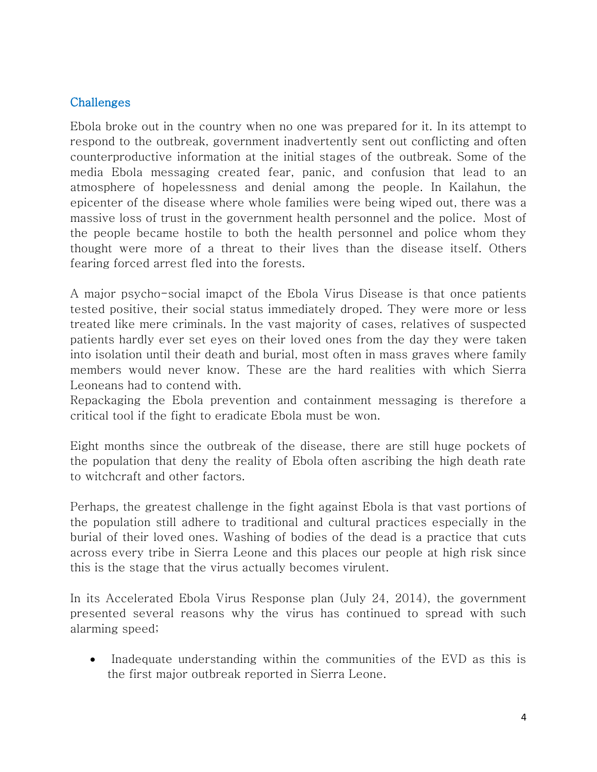## Challenges

Ebola broke out in the country when no one was prepared for it. In its attempt to respond to the outbreak, government inadvertently sent out conflicting and often counterproductive information at the initial stages of the outbreak. Some of the media Ebola messaging created fear, panic, and confusion that lead to an atmosphere of hopelessness and denial among the people. In Kailahun, the epicenter of the disease where whole families were being wiped out, there was a massive loss of trust in the government health personnel and the police. Most of the people became hostile to both the health personnel and police whom they thought were more of a threat to their lives than the disease itself. Others fearing forced arrest fled into the forests.

A major psycho-social imapct of the Ebola Virus Disease is that once patients tested positive, their social status immediately droped. They were more or less treated like mere criminals. In the vast majority of cases, relatives of suspected patients hardly ever set eyes on their loved ones from the day they were taken into isolation until their death and burial, most often in mass graves where family members would never know. These are the hard realities with which Sierra Leoneans had to contend with.
Repackaging the Ebola prevention and containment messaging is therefore a critical tool if the fight to eradicate Ebola must be won.

Eight months since the outbreak of the disease, there are still huge pockets of the population that deny the reality of Ebola often ascribing the high death rate to witchcraft and other factors.

Perhaps, the greatest challenge in the fight against Ebola is that vast portions of the population still adhere to traditional and cultural practices especially in the burial of their loved ones. Washing of bodies of the dead is a practice that cuts across every tribe in Sierra Leone and this places our people at high risk since this is the stage that the virus actually becomes virulent.

In its Accelerated Ebola Virus Response plan (July 24, 2014), the government presented several reasons why the virus has continued to spread with such alarming speed;

- Inadequate understanding within the communities of the EVD as this is the first major outbreak reported in Sierra Leone.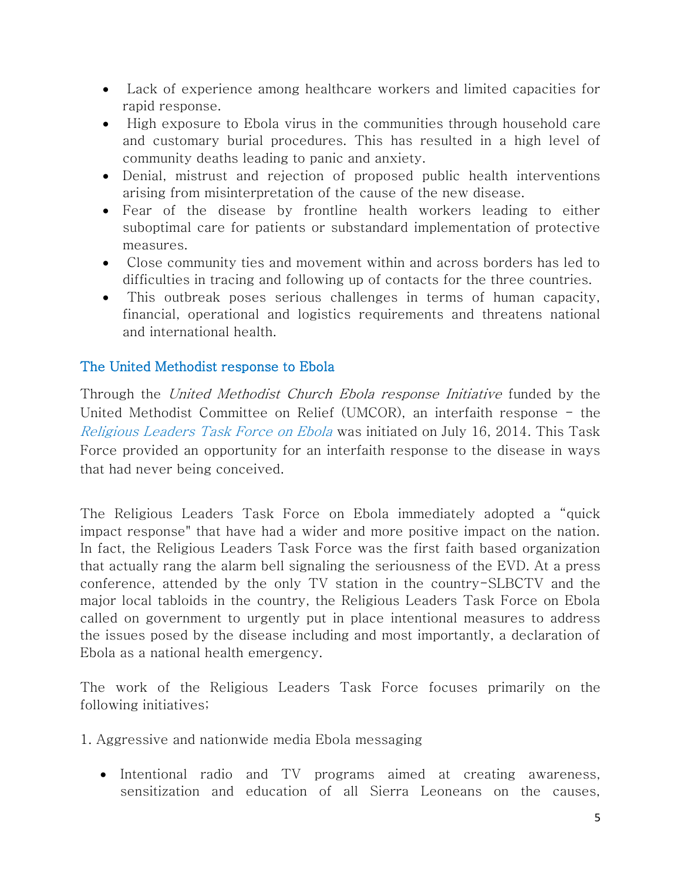- Lack of experience among healthcare workers and limited capacities for rapid response.
- High exposure to Ebola virus in the communities through household care and customary burial procedures. This has resulted in a high level of community deaths leading to panic and anxiety.
- Denial, mistrust and rejection of proposed public health interventions arising from misinterpretation of the cause of the new disease.
- Fear of the disease by frontline health workers leading to either suboptimal care for patients or substandard implementation of protective measures.
- Close community ties and movement within and across borders has led to difficulties in tracing and following up of contacts for the three countries.
- This outbreak poses serious challenges in terms of human capacity, financial, operational and logistics requirements and threatens national and international health.

## The United Methodist response to Ebola

Through the *United Methodist Church Ebola response Initiative* funded by the United Methodist Committee on Relief (UMCOR), an interfaith response – the *Religious Leaders Task Force on Ebola* was initiated on July 16, 2014. This Task Force provided an opportunity for an interfaith response to the disease in ways that had never being conceived.

The Religious Leaders Task Force on Ebola immediately adopted a "quick impact response" that have had a wider and more positive impact on the nation. In fact, the Religious Leaders Task Force was the first faith based organization that actually rang the alarm bell signaling the seriousness of the EVD. At a press conference, attended by the only TV station in the country-SLBCTV and the major local tabloids in the country, the Religious Leaders Task Force on Ebola called on government to urgently put in place intentional measures to address the issues posed by the disease including and most importantly, a declaration of Ebola as a national health emergency.

The work of the Religious Leaders Task Force focuses primarily on the following initiatives;

1. Aggressive and nationwide media Ebola messaging

- Intentional radio and TV programs aimed at creating awareness, sensitization and education of all Sierra Leoneans on the causes,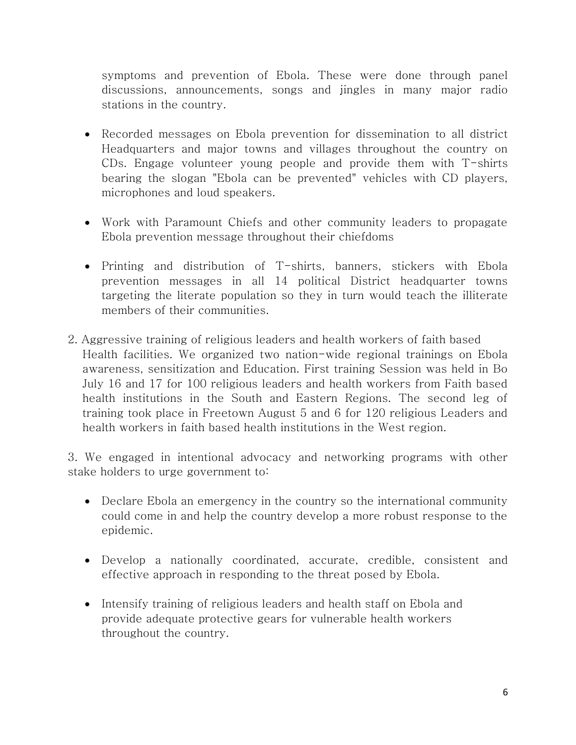symptoms and prevention of Ebola. These were done through panel discussions, announcements, songs and jingles in many major radio stations in the country.

- Recorded messages on Ebola prevention for dissemination to all district Headquarters and major towns and villages throughout the country on CDs. Engage volunteer young people and provide them with T-shirts bearing the slogan "Ebola can be prevented" vehicles with CD players, microphones and loud speakers.

- Work with Paramount Chiefs and other community leaders to propagate Ebola prevention message throughout their chiefdoms

- Printing and distribution of T-shirts, banners, stickers with Ebola prevention messages in all 14 political District headquarter towns targeting the literate population so they in turn would teach the illiterate members of their communities.

2. Aggressive training of religious leaders and health workers of faith based Health facilities. We organized two nation-wide regional trainings on Ebola awareness, sensitization and Education. First training Session was held in Bo July 16 and 17 for 100 religious leaders and health workers from Faith based health institutions in the South and Eastern Regions. The second leg of training took place in Freetown August 5 and 6 for 120 religious Leaders and health workers in faith based health institutions in the West region.

3. We engaged in intentional advocacy and networking programs with other stake holders to urge government to:

- Declare Ebola an emergency in the country so the international community could come in and help the country develop a more robust response to the epidemic.

- Develop a nationally coordinated, accurate, credible, consistent and effective approach in responding to the threat posed by Ebola.

- Intensify training of religious leaders and health staff on Ebola and provide adequate protective gears for vulnerable health workers throughout the country.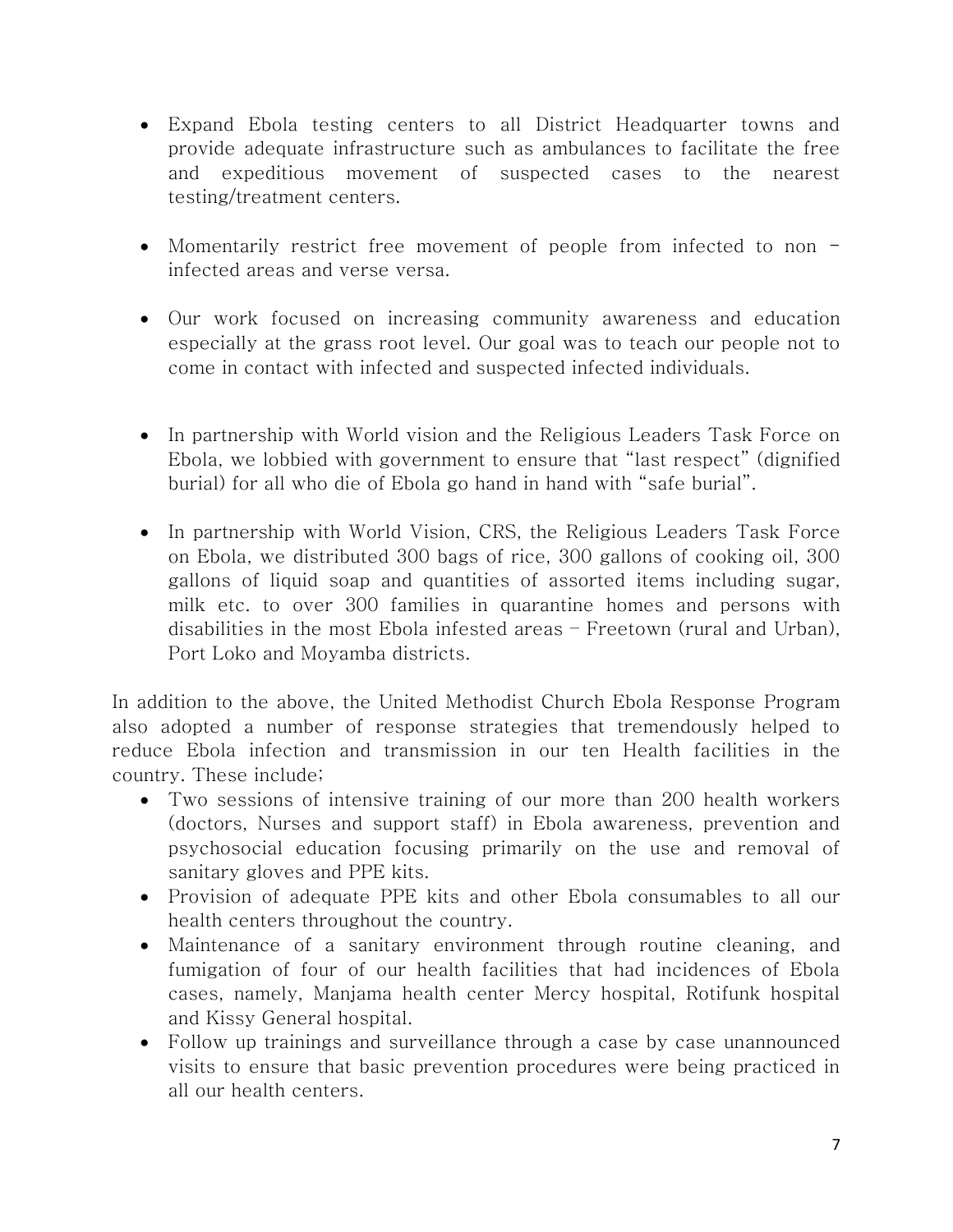- Expand Ebola testing centers to all District Headquarter towns and provide adequate infrastructure such as ambulances to facilitate the free and expeditious movement of suspected cases to the nearest testing/treatment centers.

- Momentarily restrict free movement of people from infected to non - infected areas and verse versa.

- Our work focused on increasing community awareness and education especially at the grass root level. Our goal was to teach our people not to come in contact with infected and suspected infected individuals.

- In partnership with World vision and the Religious Leaders Task Force on Ebola, we lobbied with government to ensure that "last respect" (dignified burial) for all who die of Ebola go hand in hand with "safe burial".

- In partnership with World Vision, CRS, the Religious Leaders Task Force on Ebola, we distributed 300 bags of rice, 300 gallons of cooking oil, 300 gallons of liquid soap and quantities of assorted items including sugar, milk etc. to over 300 families in quarantine homes and persons with disabilities in the most Ebola infested areas – Freetown (rural and Urban), Port Loko and Moyamba districts.

In addition to the above, the United Methodist Church Ebola Response Program also adopted a number of response strategies that tremendously helped to reduce Ebola infection and transmission in our ten Health facilities in the country. These include;

- Two sessions of intensive training of our more than 200 health workers (doctors, Nurses and support staff) in Ebola awareness, prevention and psychosocial education focusing primarily on the use and removal of sanitary gloves and PPE kits.
- Provision of adequate PPE kits and other Ebola consumables to all our health centers throughout the country.
- Maintenance of a sanitary environment through routine cleaning, and fumigation of four of our health facilities that had incidences of Ebola cases, namely, Manjama health center Mercy hospital, Rotifunk hospital and Kissy General hospital.
- Follow up trainings and surveillance through a case by case unannounced visits to ensure that basic prevention procedures were being practiced in all our health centers.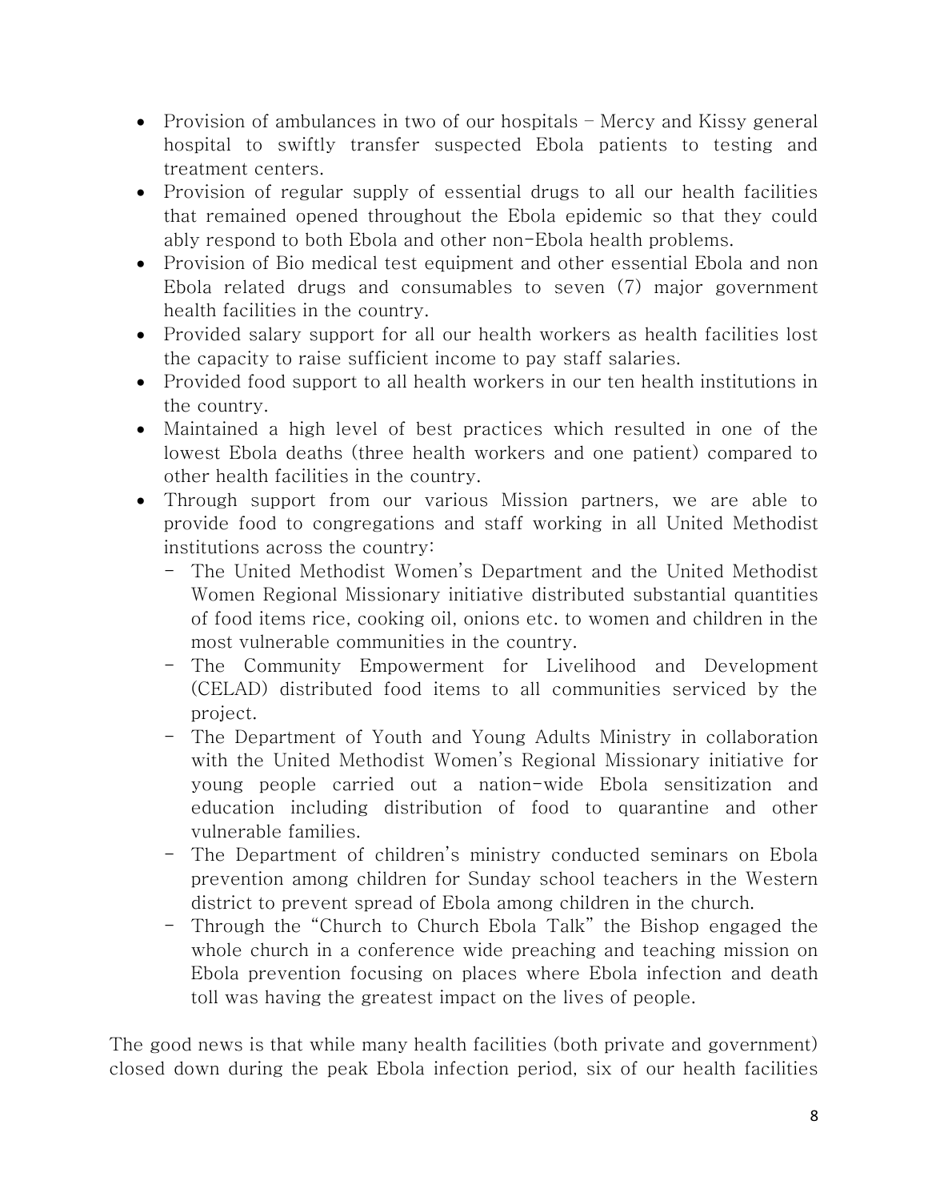- Provision of ambulances in two of our hospitals – Mercy and Kissy general hospital to swiftly transfer suspected Ebola patients to testing and treatment centers.
- Provision of regular supply of essential drugs to all our health facilities that remained opened throughout the Ebola epidemic so that they could ably respond to both Ebola and other non-Ebola health problems.
- Provision of Bio medical test equipment and other essential Ebola and non Ebola related drugs and consumables to seven (7) major government health facilities in the country.
- Provided salary support for all our health workers as health facilities lost the capacity to raise sufficient income to pay staff salaries.
- Provided food support to all health workers in our ten health institutions in the country.
- Maintained a high level of best practices which resulted in one of the lowest Ebola deaths (three health workers and one patient) compared to other health facilities in the country.
- Through support from our various Mission partners, we are able to provide food to congregations and staff working in all United Methodist institutions across the country:
  - The United Methodist Women's Department and the United Methodist Women Regional Missionary initiative distributed substantial quantities of food items rice, cooking oil, onions etc. to women and children in the most vulnerable communities in the country.
  - The Community Empowerment for Livelihood and Development (CELAD) distributed food items to all communities serviced by the project.
  - The Department of Youth and Young Adults Ministry in collaboration with the United Methodist Women's Regional Missionary initiative for young people carried out a nation-wide Ebola sensitization and education including distribution of food to quarantine and other vulnerable families.
  - The Department of children's ministry conducted seminars on Ebola prevention among children for Sunday school teachers in the Western district to prevent spread of Ebola among children in the church.
  - Through the "Church to Church Ebola Talk" the Bishop engaged the whole church in a conference wide preaching and teaching mission on Ebola prevention focusing on places where Ebola infection and death toll was having the greatest impact on the lives of people.

The good news is that while many health facilities (both private and government) closed down during the peak Ebola infection period, six of our health facilities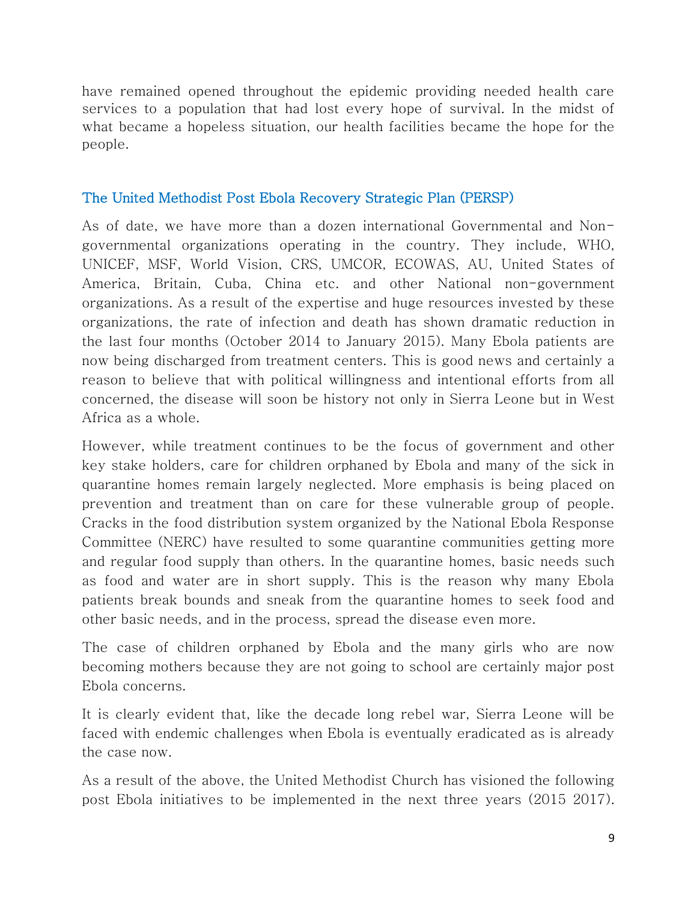have remained opened throughout the epidemic providing needed health care services to a population that had lost every hope of survival. In the midst of what became a hopeless situation, our health facilities became the hope for the people.

## The United Methodist Post Ebola Recovery Strategic Plan (PERSP)

As of date, we have more than a dozen international Governmental and Non-governmental organizations operating in the country. They include, WHO, UNICEF, MSF, World Vision, CRS, UMCOR, ECOWAS, AU, United States of America, Britain, Cuba, China etc. and other National non-government organizations. As a result of the expertise and huge resources invested by these organizations, the rate of infection and death has shown dramatic reduction in the last four months (October 2014 to January 2015). Many Ebola patients are now being discharged from treatment centers. This is good news and certainly a reason to believe that with political willingness and intentional efforts from all concerned, the disease will soon be history not only in Sierra Leone but in West Africa as a whole.

However, while treatment continues to be the focus of government and other key stake holders, care for children orphaned by Ebola and many of the sick in quarantine homes remain largely neglected. More emphasis is being placed on prevention and treatment than on care for these vulnerable group of people. Cracks in the food distribution system organized by the National Ebola Response Committee (NERC) have resulted to some quarantine communities getting more and regular food supply than others. In the quarantine homes, basic needs such as food and water are in short supply. This is the reason why many Ebola patients break bounds and sneak from the quarantine homes to seek food and other basic needs, and in the process, spread the disease even more.

The case of children orphaned by Ebola and the many girls who are now becoming mothers because they are not going to school are certainly major post Ebola concerns.

It is clearly evident that, like the decade long rebel war, Sierra Leone will be faced with endemic challenges when Ebola is eventually eradicated as is already the case now.

As a result of the above, the United Methodist Church has visioned the following post Ebola initiatives to be implemented in the next three years (2015 2017).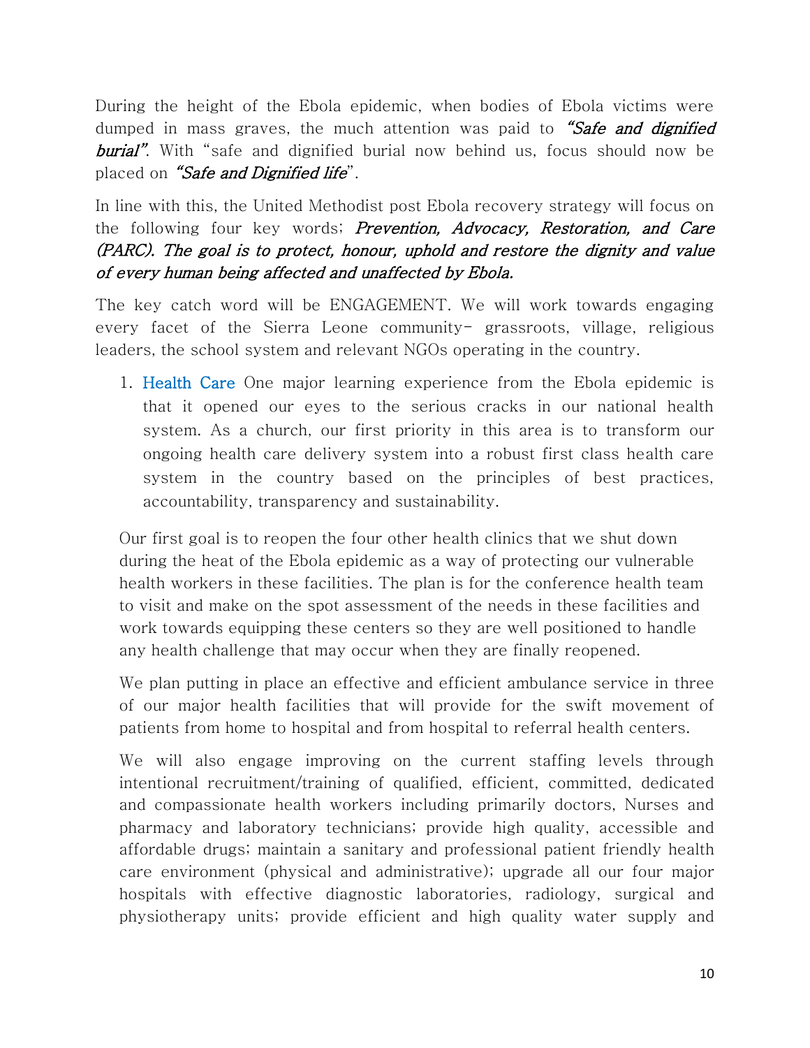During the height of the Ebola epidemic, when bodies of Ebola victims were dumped in mass graves, the much attention was paid to ***"Safe and dignified burial"***. With "safe and dignified burial now behind us, focus should now be placed on ***"Safe and Dignified life"***.

In line with this, the United Methodist post Ebola recovery strategy will focus on the following four key words; ***Prevention, Advocacy, Restoration, and Care (PARC). The goal is to protect, honour, uphold and restore the dignity and value of every human being affected and unaffected by Ebola.***

The key catch word will be ENGAGEMENT. We will work towards engaging every facet of the Sierra Leone community- grassroots, village, religious leaders, the school system and relevant NGOs operating in the country.

1. Health Care One major learning experience from the Ebola epidemic is that it opened our eyes to the serious cracks in our national health system. As a church, our first priority in this area is to transform our ongoing health care delivery system into a robust first class health care system in the country based on the principles of best practices, accountability, transparency and sustainability.

   Our first goal is to reopen the four other health clinics that we shut down during the heat of the Ebola epidemic as a way of protecting our vulnerable health workers in these facilities. The plan is for the conference health team to visit and make on the spot assessment of the needs in these facilities and work towards equipping these centers so they are well positioned to handle any health challenge that may occur when they are finally reopened.

   We plan putting in place an effective and efficient ambulance service in three of our major health facilities that will provide for the swift movement of patients from home to hospital and from hospital to referral health centers.

   We will also engage improving on the current staffing levels through intentional recruitment/training of qualified, efficient, committed, dedicated and compassionate health workers including primarily doctors, Nurses and pharmacy and laboratory technicians; provide high quality, accessible and affordable drugs; maintain a sanitary and professional patient friendly health care environment (physical and administrative); upgrade all our four major hospitals with effective diagnostic laboratories, radiology, surgical and physiotherapy units; provide efficient and high quality water supply and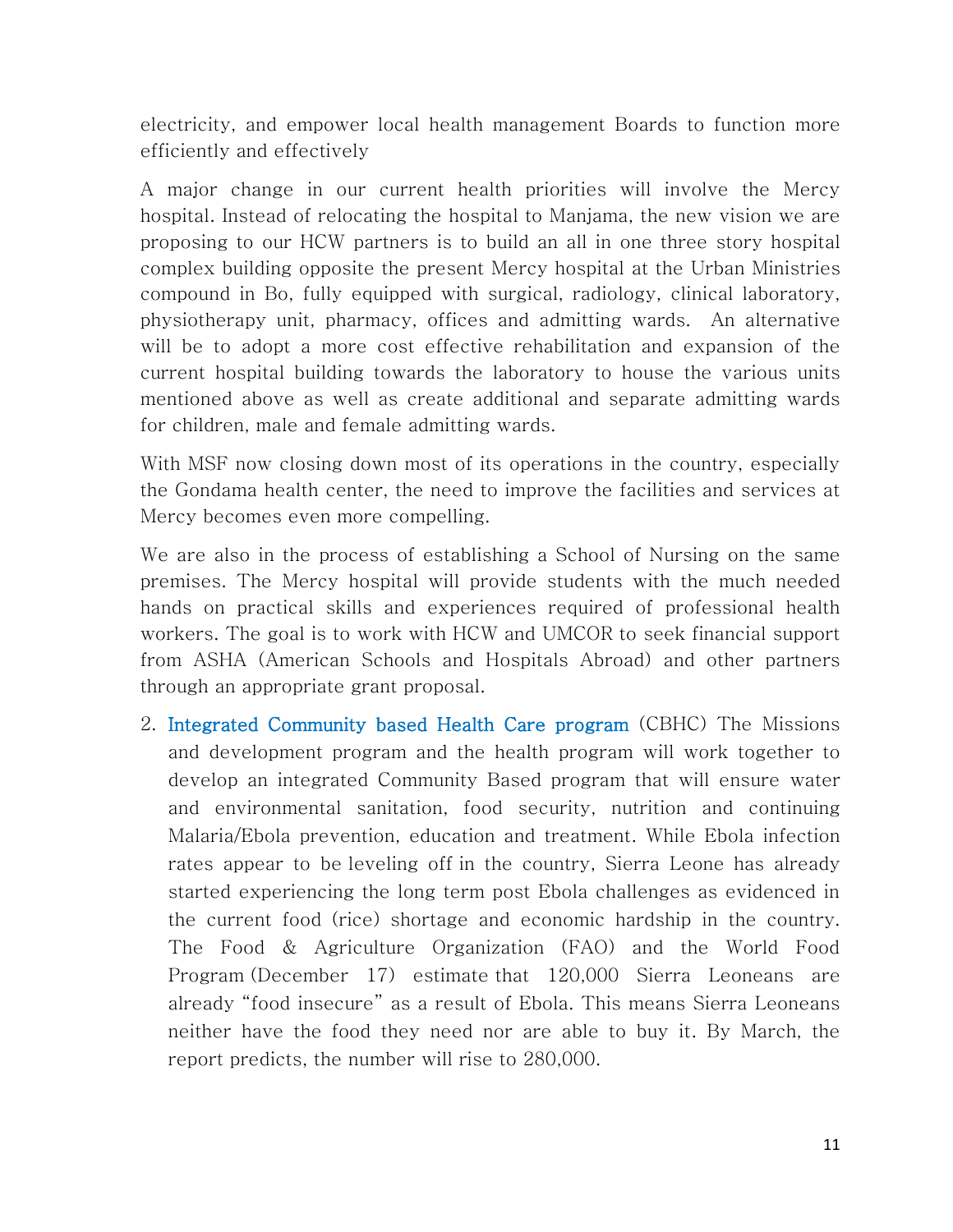electricity, and empower local health management Boards to function more efficiently and effectively

A major change in our current health priorities will involve the Mercy hospital. Instead of relocating the hospital to Manjama, the new vision we are proposing to our HCW partners is to build an all in one three story hospital complex building opposite the present Mercy hospital at the Urban Ministries compound in Bo, fully equipped with surgical, radiology, clinical laboratory, physiotherapy unit, pharmacy, offices and admitting wards. An alternative will be to adopt a more cost effective rehabilitation and expansion of the current hospital building towards the laboratory to house the various units mentioned above as well as create additional and separate admitting wards for children, male and female admitting wards.

With MSF now closing down most of its operations in the country, especially the Gondama health center, the need to improve the facilities and services at Mercy becomes even more compelling.

We are also in the process of establishing a School of Nursing on the same premises. The Mercy hospital will provide students with the much needed hands on practical skills and experiences required of professional health workers. The goal is to work with HCW and UMCOR to seek financial support from ASHA (American Schools and Hospitals Abroad) and other partners through an appropriate grant proposal.

2. Integrated Community based Health Care program (CBHC) The Missions and development program and the health program will work together to develop an integrated Community Based program that will ensure water and environmental sanitation, food security, nutrition and continuing Malaria/Ebola prevention, education and treatment. While Ebola infection rates appear to be leveling off in the country, Sierra Leone has already started experiencing the long term post Ebola challenges as evidenced in the current food (rice) shortage and economic hardship in the country. The Food & Agriculture Organization (FAO) and the World Food Program (December 17) estimate that 120,000 Sierra Leoneans are already "food insecure" as a result of Ebola. This means Sierra Leoneans neither have the food they need nor are able to buy it. By March, the report predicts, the number will rise to 280,000.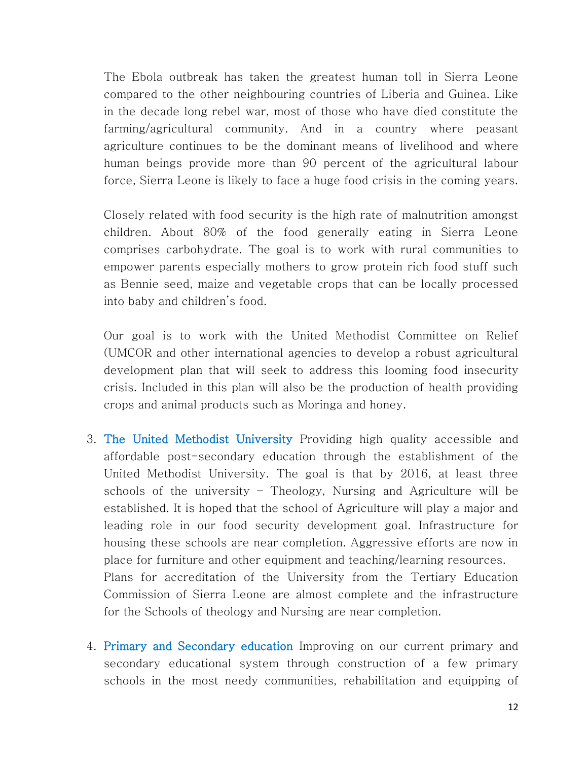The Ebola outbreak has taken the greatest human toll in Sierra Leone compared to the other neighbouring countries of Liberia and Guinea. Like in the decade long rebel war, most of those who have died constitute the farming/agricultural community. And in a country where peasant agriculture continues to be the dominant means of livelihood and where human beings provide more than 90 percent of the agricultural labour force, Sierra Leone is likely to face a huge food crisis in the coming years.

Closely related with food security is the high rate of malnutrition amongst children. About 80% of the food generally eating in Sierra Leone comprises carbohydrate. The goal is to work with rural communities to empower parents especially mothers to grow protein rich food stuff such as Bennie seed, maize and vegetable crops that can be locally processed into baby and children's food.

Our goal is to work with the United Methodist Committee on Relief (UMCOR and other international agencies to develop a robust agricultural development plan that will seek to address this looming food insecurity crisis. Included in this plan will also be the production of health providing crops and animal products such as Moringa and honey.

3. **The United Methodist University** Providing high quality accessible and affordable post-secondary education through the establishment of the United Methodist University. The goal is that by 2016, at least three schools of the university – Theology, Nursing and Agriculture will be established. It is hoped that the school of Agriculture will play a major and leading role in our food security development goal. Infrastructure for housing these schools are near completion. Aggressive efforts are now in place for furniture and other equipment and teaching/learning resources. Plans for accreditation of the University from the Tertiary Education Commission of Sierra Leone are almost complete and the infrastructure for the Schools of theology and Nursing are near completion.

4. **Primary and Secondary education** Improving on our current primary and secondary educational system through construction of a few primary schools in the most needy communities, rehabilitation and equipping of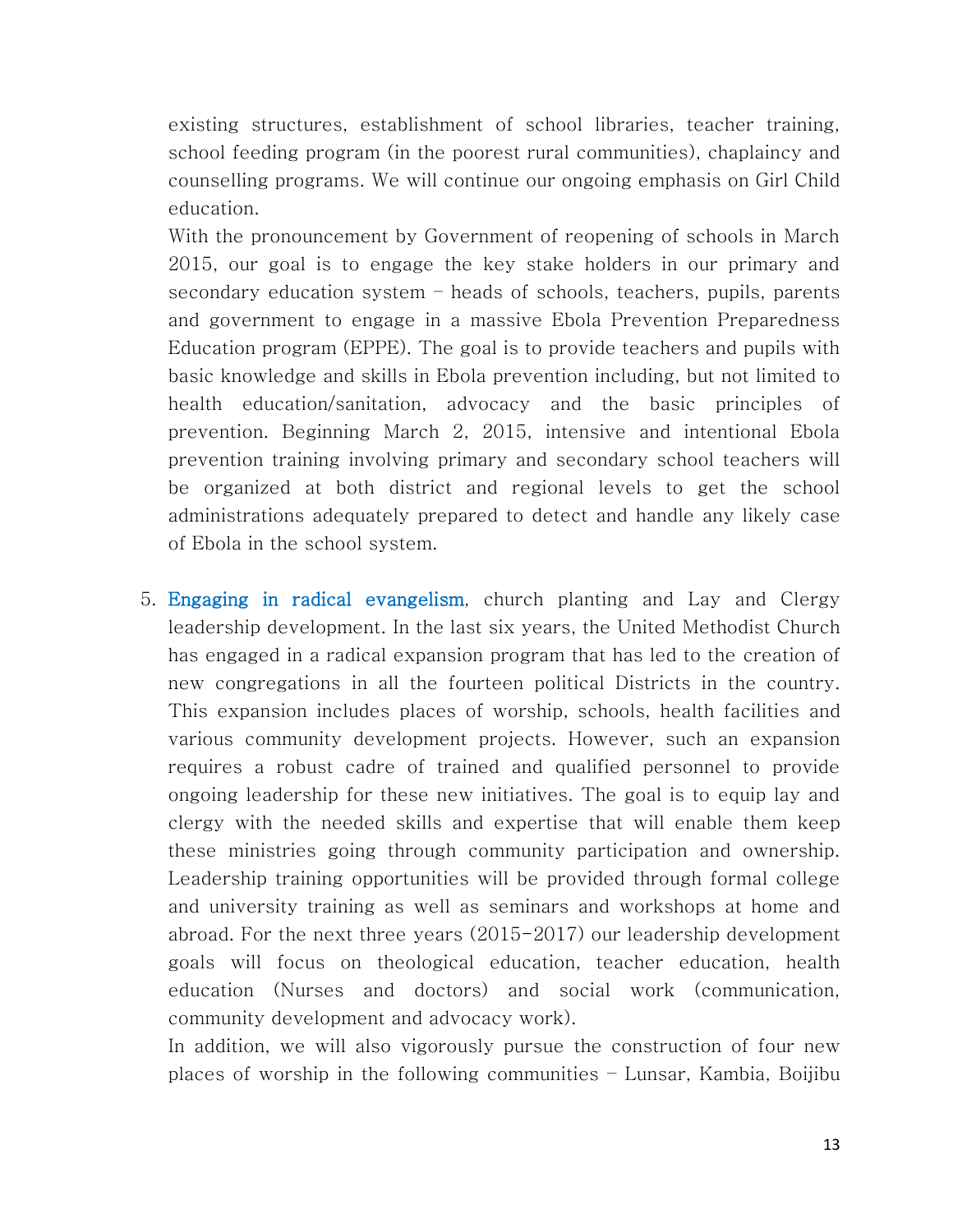existing structures, establishment of school libraries, teacher training, school feeding program (in the poorest rural communities), chaplaincy and counselling programs. We will continue our ongoing emphasis on Girl Child education.

With the pronouncement by Government of reopening of schools in March 2015, our goal is to engage the key stake holders in our primary and secondary education system – heads of schools, teachers, pupils, parents and government to engage in a massive Ebola Prevention Preparedness Education program (EPPE). The goal is to provide teachers and pupils with basic knowledge and skills in Ebola prevention including, but not limited to health education/sanitation, advocacy and the basic principles of prevention. Beginning March 2, 2015, intensive and intentional Ebola prevention training involving primary and secondary school teachers will be organized at both district and regional levels to get the school administrations adequately prepared to detect and handle any likely case of Ebola in the school system.

5. Engaging in radical evangelism, church planting and Lay and Clergy leadership development. In the last six years, the United Methodist Church has engaged in a radical expansion program that has led to the creation of new congregations in all the fourteen political Districts in the country. This expansion includes places of worship, schools, health facilities and various community development projects. However, such an expansion requires a robust cadre of trained and qualified personnel to provide ongoing leadership for these new initiatives. The goal is to equip lay and clergy with the needed skills and expertise that will enable them keep these ministries going through community participation and ownership. Leadership training opportunities will be provided through formal college and university training as well as seminars and workshops at home and abroad. For the next three years (2015-2017) our leadership development goals will focus on theological education, teacher education, health education (Nurses and doctors) and social work (communication, community development and advocacy work).

   In addition, we will also vigorously pursue the construction of four new places of worship in the following communities – Lunsar, Kambia, Boijibu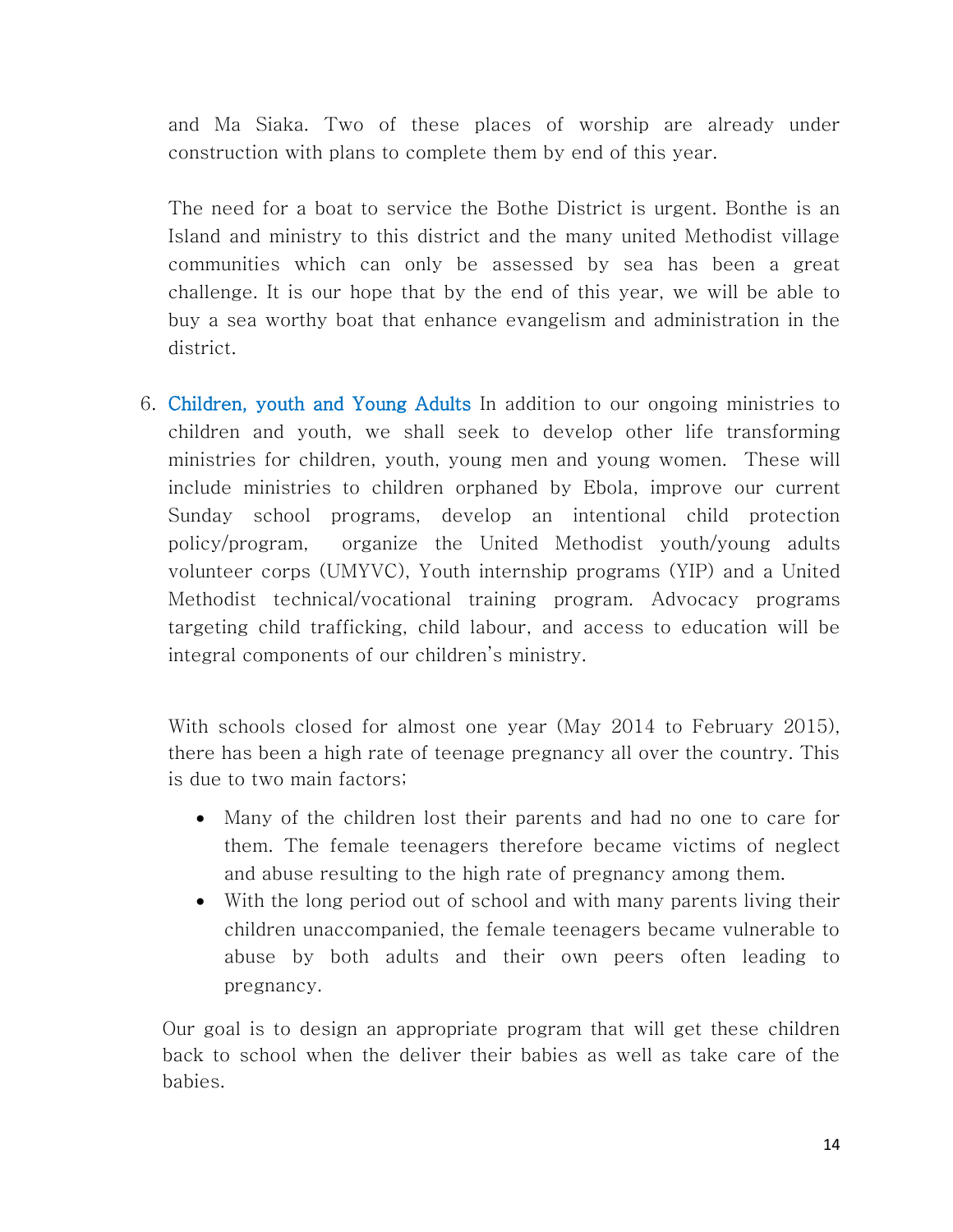and Ma Siaka. Two of these places of worship are already under construction with plans to complete them by end of this year.

The need for a boat to service the Bothe District is urgent. Bonthe is an Island and ministry to this district and the many united Methodist village communities which can only be assessed by sea has been a great challenge. It is our hope that by the end of this year, we will be able to buy a sea worthy boat that enhance evangelism and administration in the district.

6. **Children, youth and Young Adults** In addition to our ongoing ministries to children and youth, we shall seek to develop other life transforming ministries for children, youth, young men and young women. These will include ministries to children orphaned by Ebola, improve our current Sunday school programs, develop an intentional child protection policy/program, organize the United Methodist youth/young adults volunteer corps (UMYVC), Youth internship programs (YIP) and a United Methodist technical/vocational training program. Advocacy programs targeting child trafficking, child labour, and access to education will be integral components of our children's ministry.

   With schools closed for almost one year (May 2014 to February 2015), there has been a high rate of teenage pregnancy all over the country. This is due to two main factors;

   - Many of the children lost their parents and had no one to care for them. The female teenagers therefore became victims of neglect and abuse resulting to the high rate of pregnancy among them.
   - With the long period out of school and with many parents living their children unaccompanied, the female teenagers became vulnerable to abuse by both adults and their own peers often leading to pregnancy.

   Our goal is to design an appropriate program that will get these children back to school when the deliver their babies as well as take care of the babies.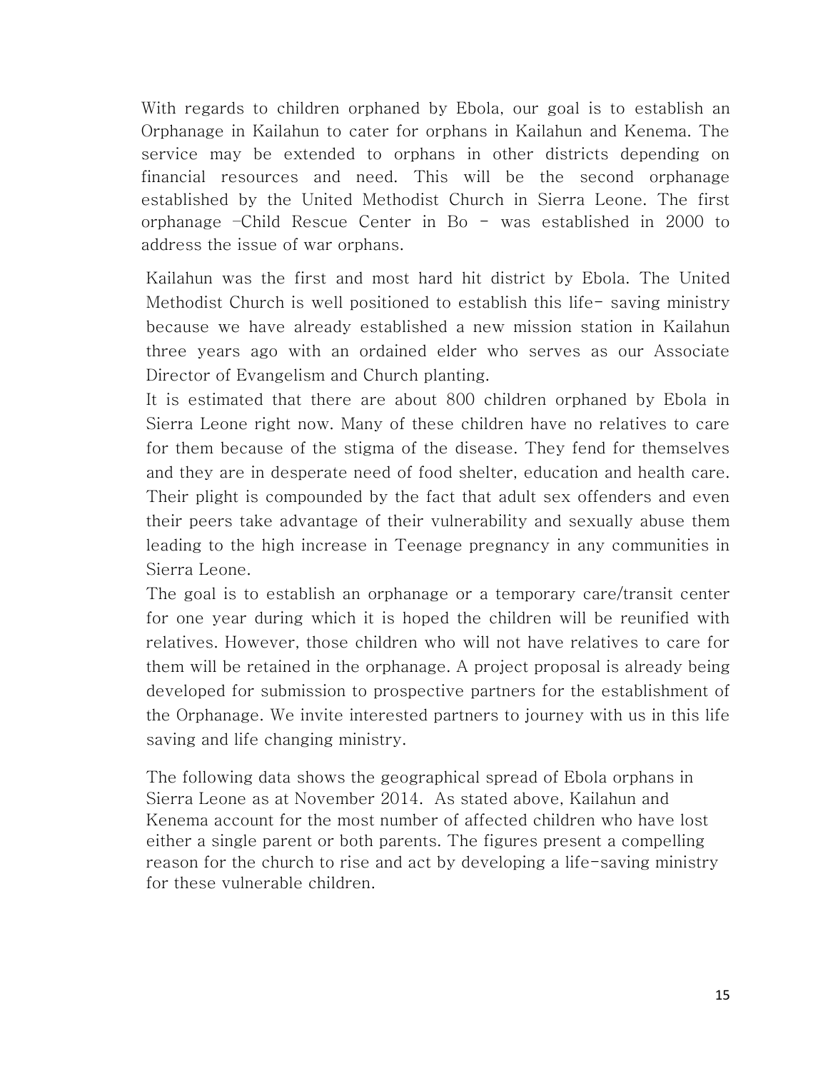With regards to children orphaned by Ebola, our goal is to establish an Orphanage in Kailahun to cater for orphans in Kailahun and Kenema. The service may be extended to orphans in other districts depending on financial resources and need. This will be the second orphanage established by the United Methodist Church in Sierra Leone. The first orphanage –Child Rescue Center in Bo - was established in 2000 to address the issue of war orphans.

Kailahun was the first and most hard hit district by Ebola. The United Methodist Church is well positioned to establish this life- saving ministry because we have already established a new mission station in Kailahun three years ago with an ordained elder who serves as our Associate Director of Evangelism and Church planting.

It is estimated that there are about 800 children orphaned by Ebola in Sierra Leone right now. Many of these children have no relatives to care for them because of the stigma of the disease. They fend for themselves and they are in desperate need of food shelter, education and health care. Their plight is compounded by the fact that adult sex offenders and even their peers take advantage of their vulnerability and sexually abuse them leading to the high increase in Teenage pregnancy in any communities in Sierra Leone.

The goal is to establish an orphanage or a temporary care/transit center for one year during which it is hoped the children will be reunified with relatives. However, those children who will not have relatives to care for them will be retained in the orphanage. A project proposal is already being developed for submission to prospective partners for the establishment of the Orphanage. We invite interested partners to journey with us in this life saving and life changing ministry.

The following data shows the geographical spread of Ebola orphans in Sierra Leone as at November 2014. As stated above, Kailahun and Kenema account for the most number of affected children who have lost either a single parent or both parents. The figures present a compelling reason for the church to rise and act by developing a life-saving ministry for these vulnerable children.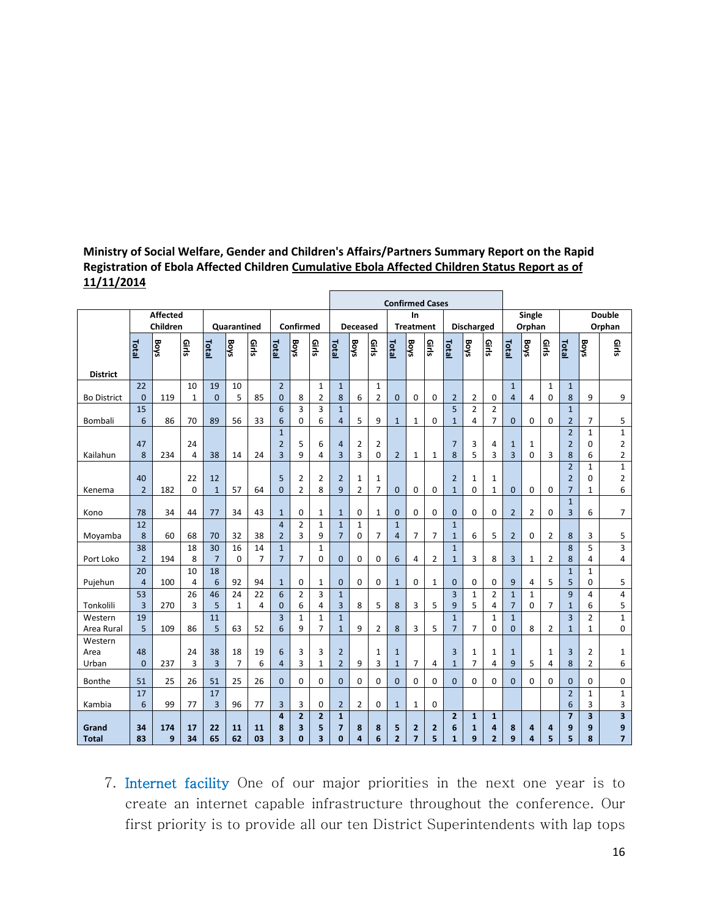**Ministry of Social Welfare, Gender and Children's Affairs/Partners Summary Report on the Rapid Registration of Ebola Affected Children Cumulative Ebola Affected Children Status Report as of 11/11/2014**

| District | Affected Children | | | Quarantined | | | Confirmed | | | Confirmed Cases: Deceased | | | Confirmed Cases: In Treatment | | | Confirmed Cases: Discharged | | | Single Orphan | | | Double Orphan | | |
|---|---|---|---|---|---|---|---|---|---|---|---|---|---|---|---|---|---|---|---|---|---|---|---|---|
| | Total | Boys | Girls | Total | Boys | Girls | Total | Boys | Girls | Total | Boys | Girls | Total | Boys | Girls | Total | Boys | Girls | Total | Boys | Girls | Total | Boys | Girls |
| Bo District | 220 | 119 | 101 | 190 | 105 | 85 | 20 | 8 | 12 | 18 | 6 | 12 | 0 | 0 | 0 | 2 | 2 | 0 | 14 | 4 | 10 | 18 | 9 | 9 |
| Bombali | 156 | 86 | 70 | 89 | 56 | 33 | 66 | 30 | 36 | 14 | 5 | 9 | 1 | 1 | 0 | 51 | 24 | 27 | 0 | 0 | 0 | 12 | 7 | 5 |
| Kailahun | 478 | 234 | 244 | 38 | 14 | 24 | 123 | 59 | 64 | 43 | 23 | 20 | 2 | 1 | 1 | 78 | 35 | 43 | 13 | 10 | 3 | 228 | 106 | 122 |
| Kenema | 402 | 182 | 220 | 121 | 57 | 64 | 50 | 22 | 28 | 29 | 12 | 17 | 0 | 0 | 0 | 21 | 10 | 11 | 0 | 0 | 0 | 227 | 101 | 126 |
| Kono | 78 | 34 | 44 | 77 | 34 | 43 | 1 | 0 | 1 | 1 | 0 | 1 | 0 | 0 | 0 | 0 | 0 | 0 | 2 | 2 | 0 | 13 | 6 | 7 |
| Moyamba | 128 | 60 | 68 | 70 | 32 | 38 | 42 | 23 | 19 | 17 | 10 | 7 | 14 | 7 | 7 | 11 | 6 | 5 | 2 | 0 | 2 | 8 | 3 | 5 |
| Port Loko | 382 | 194 | 188 | 307 | 160 | 147 | 17 | 7 | 10 | 0 | 0 | 0 | 6 | 4 | 2 | 11 | 3 | 8 | 3 | 1 | 2 | 88 | 54 | 34 |
| Pujehun | 204 | 100 | 104 | 186 | 92 | 94 | 1 | 0 | 1 | 0 | 0 | 0 | 1 | 0 | 1 | 0 | 0 | 0 | 9 | 4 | 5 | 15 | 10 | 5 |
| Tonkolili | 533 | 270 | 263 | 465 | 241 | 224 | 60 | 26 | 34 | 13 | 8 | 5 | 8 | 3 | 5 | 39 | 15 | 24 | 17 | 10 | 7 | 91 | 46 | 45 |
| Western Area Rural | 195 | 109 | 86 | 115 | 63 | 52 | 36 | 19 | 17 | 11 | 9 | 2 | 8 | 3 | 5 | 17 | 7 | 10 | 10 | 8 | 2 | 31 | 21 | 10 |
| Western Area Urban | 480 | 237 | 243 | 383 | 187 | 196 | 64 | 33 | 31 | 22 | 9 | 13 | 11 | 7 | 4 | 31 | 17 | 14 | 19 | 5 | 14 | 38 | 22 | 16 |
| Bonthe | 51 | 25 | 26 | 51 | 25 | 26 | 0 | 0 | 0 | 0 | 0 | 0 | 0 | 0 | 0 | 0 | 0 | 0 | 0 | 0 | 0 | 0 | 0 | 0 |
| Kambia | 176 | 99 | 77 | 173 | 96 | 77 | 3 | 3 | 0 | 2 | 2 | 0 | 1 | 1 | 0 | | | | | | | 26 | 13 | 13 |
| **Grand Total** | **3483** | **1749** | **1734** | **2265** | **1162** | **1103** | **483** | **230** | **253** | **170** | **84** | **86** | **52** | **27** | **25** | **261** | **119** | **142** | **89** | **44** | **45** | **795** | **398** | **397** |

7. **Internet facility** One of our major priorities in the next one year is to create an internet capable infrastructure throughout the conference. Our first priority is to provide all our ten District Superintendents with lap tops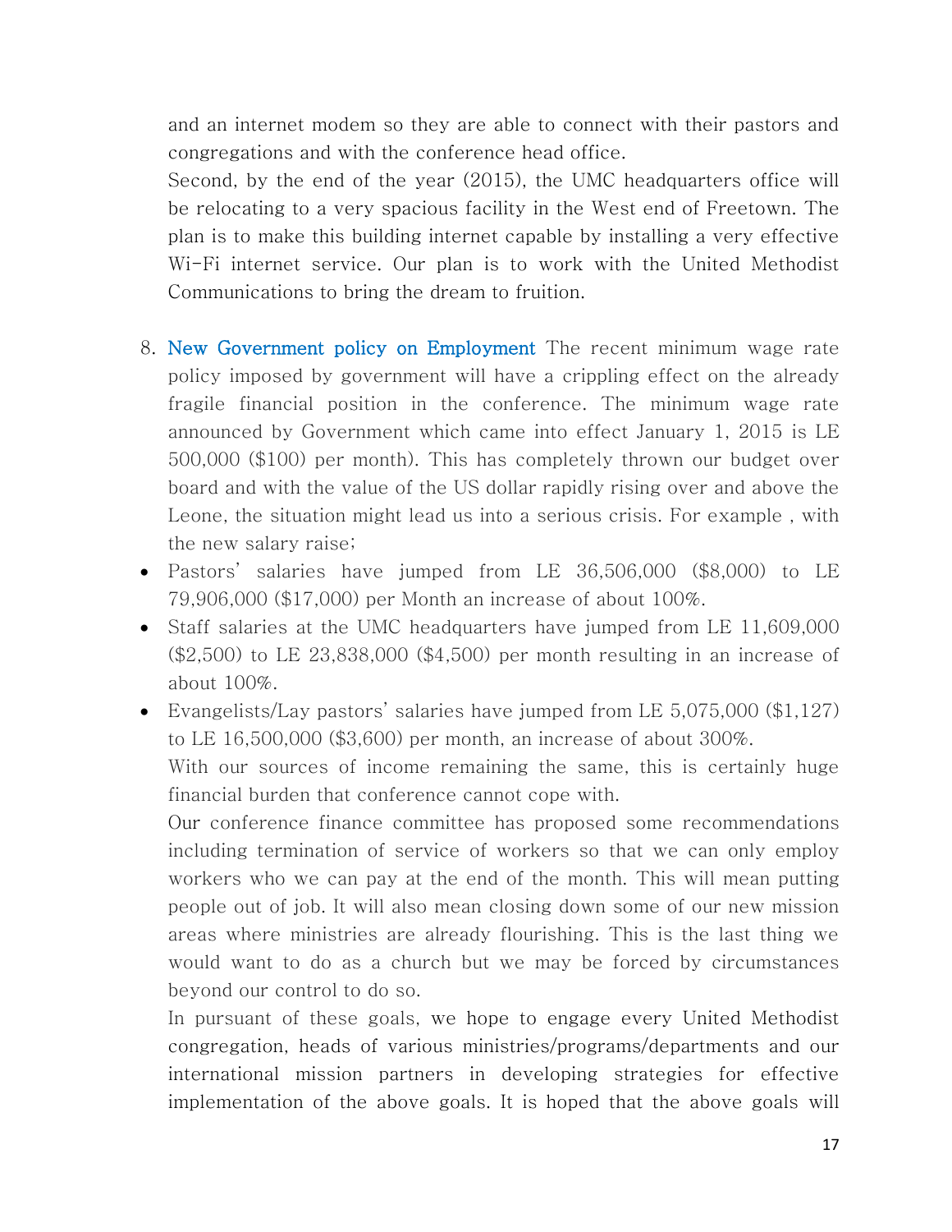and an internet modem so they are able to connect with their pastors and congregations and with the conference head office.

Second, by the end of the year (2015), the UMC headquarters office will be relocating to a very spacious facility in the West end of Freetown. The plan is to make this building internet capable by installing a very effective Wi-Fi internet service. Our plan is to work with the United Methodist Communications to bring the dream to fruition.

8. **New Government policy on Employment** The recent minimum wage rate policy imposed by government will have a crippling effect on the already fragile financial position in the conference. The minimum wage rate announced by Government which came into effect January 1, 2015 is LE 500,000 ($100) per month). This has completely thrown our budget over board and with the value of the US dollar rapidly rising over and above the Leone, the situation might lead us into a serious crisis. For example , with the new salary raise;

- Pastors' salaries have jumped from LE 36,506,000 ($8,000) to LE 79,906,000 ($17,000) per Month an increase of about 100%.
- Staff salaries at the UMC headquarters have jumped from LE 11,609,000 ($2,500) to LE 23,838,000 ($4,500) per month resulting in an increase of about 100%.
- Evangelists/Lay pastors' salaries have jumped from LE 5,075,000 ($1,127) to LE 16,500,000 ($3,600) per month, an increase of about 300%.

With our sources of income remaining the same, this is certainly huge financial burden that conference cannot cope with.

Our conference finance committee has proposed some recommendations including termination of service of workers so that we can only employ workers who we can pay at the end of the month. This will mean putting people out of job. It will also mean closing down some of our new mission areas where ministries are already flourishing. This is the last thing we would want to do as a church but we may be forced by circumstances beyond our control to do so.

In pursuant of these goals, we hope to engage every United Methodist congregation, heads of various ministries/programs/departments and our international mission partners in developing strategies for effective implementation of the above goals. It is hoped that the above goals will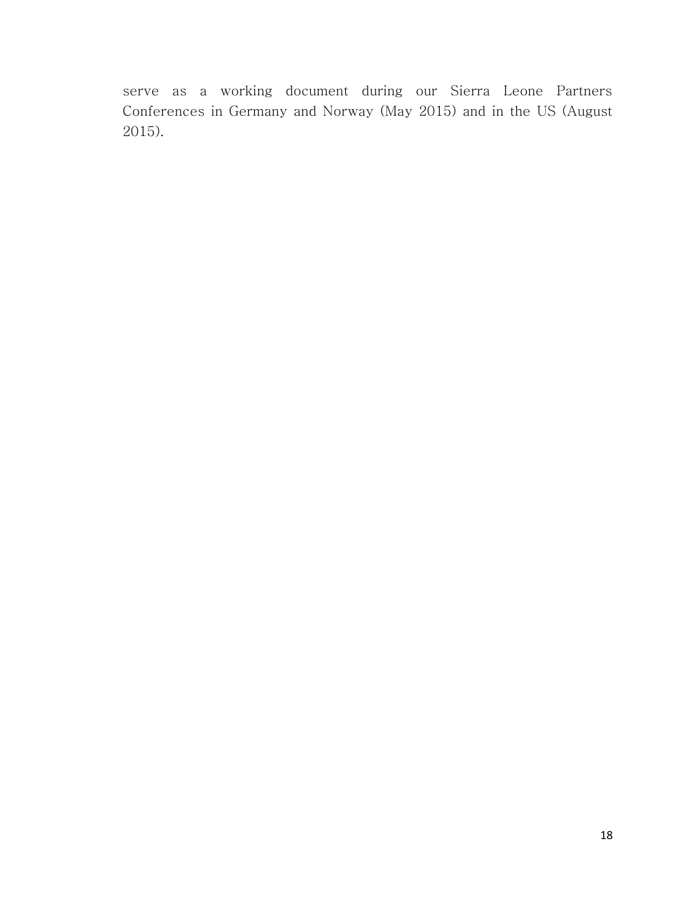serve as a working document during our Sierra Leone Partners Conferences in Germany and Norway (May 2015) and in the US (August 2015).